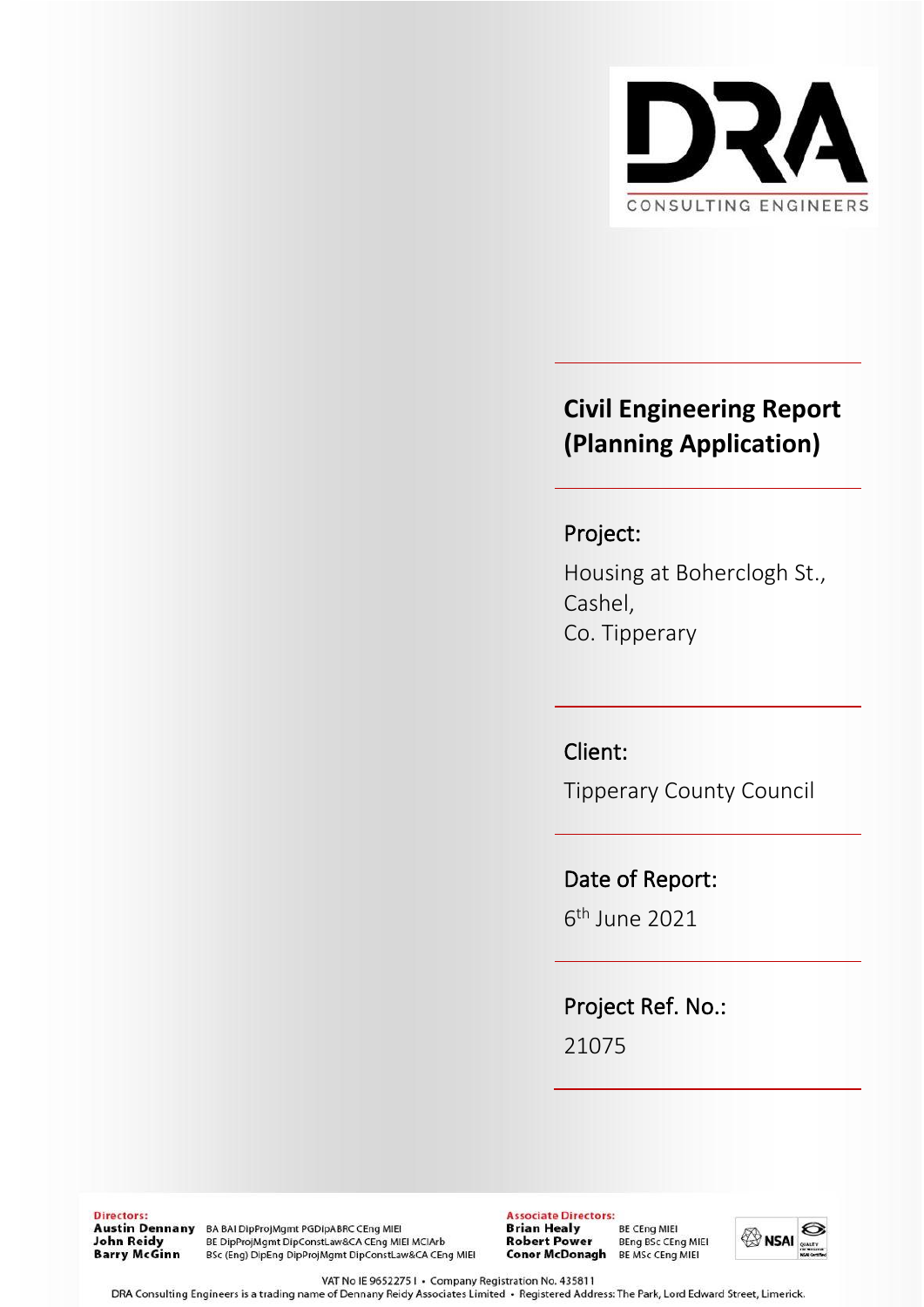DRA

CONSULTING ENGINEERS

# Civil Engineering Report (Planning Application)

## Project:

Housing at Boherclogh St., Cashel, Co. Tipperary

## Client:

Tipperary County Council

## Date of Report:

6th June 2021

## Project Ref. No.:

21075

**Directors:**
**Austin Dennany** BA BAI DipProjMgmt PGDipABRC CEng MIEI
**John Reidy** BE DipProjMgmt DipConstLaw&CA CEng MIEI MCIArb
**Barry McGinn** BSc (Eng) DipEng DipProjMgmt DipConstLaw&CA CEng MIEI

**Associate Directors:**
**Brian Healy** BE CEng MIEI
**Robert Power** BEng BSc CEng MIEI
**Conor McDonagh** BE MSc CEng MIEI

VAT No IE 9652275 I • Company Registration No. 435811
DRA Consulting Engineers is a trading name of Dennany Reidy Associates Limited • Registered Address: The Park, Lord Edward Street, Limerick.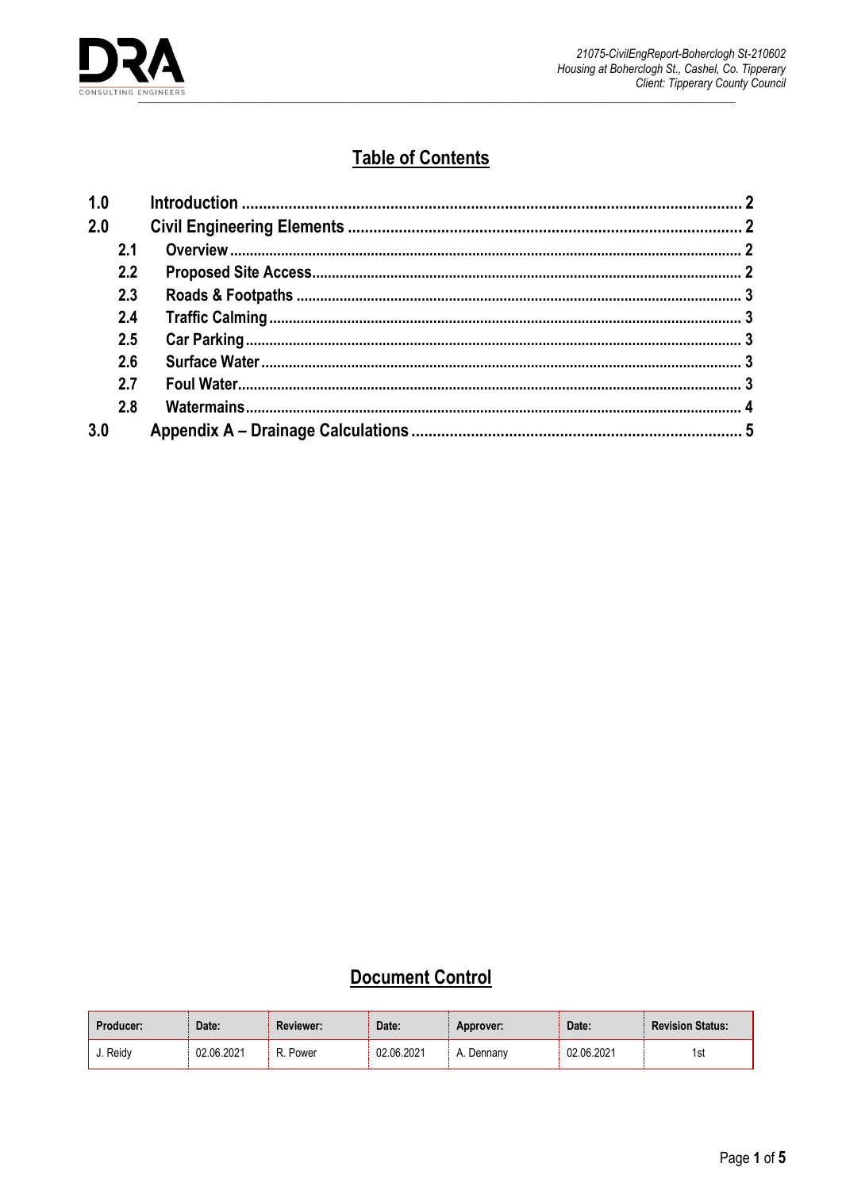## Table of Contents

| | | |
|---|---|---|
| **1.0** | **Introduction** | **2** |
| **2.0** | **Civil Engineering Elements** | **2** |
| **2.1** | **Overview** | **2** |
| **2.2** | **Proposed Site Access** | **2** |
| **2.3** | **Roads & Footpaths** | **3** |
| **2.4** | **Traffic Calming** | **3** |
| **2.5** | **Car Parking** | **3** |
| **2.6** | **Surface Water** | **3** |
| **2.7** | **Foul Water** | **3** |
| **2.8** | **Watermains** | **4** |
| **3.0** | **Appendix A – Drainage Calculations** | **5** |

## Document Control

| Producer: | Date: | Reviewer: | Date: | Approver: | Date: | Revision Status: |
|---|---|---|---|---|---|---|
| J. Reidy | 02.06.2021 | R. Power | 02.06.2021 | A. Dennany | 02.06.2021 | 1st |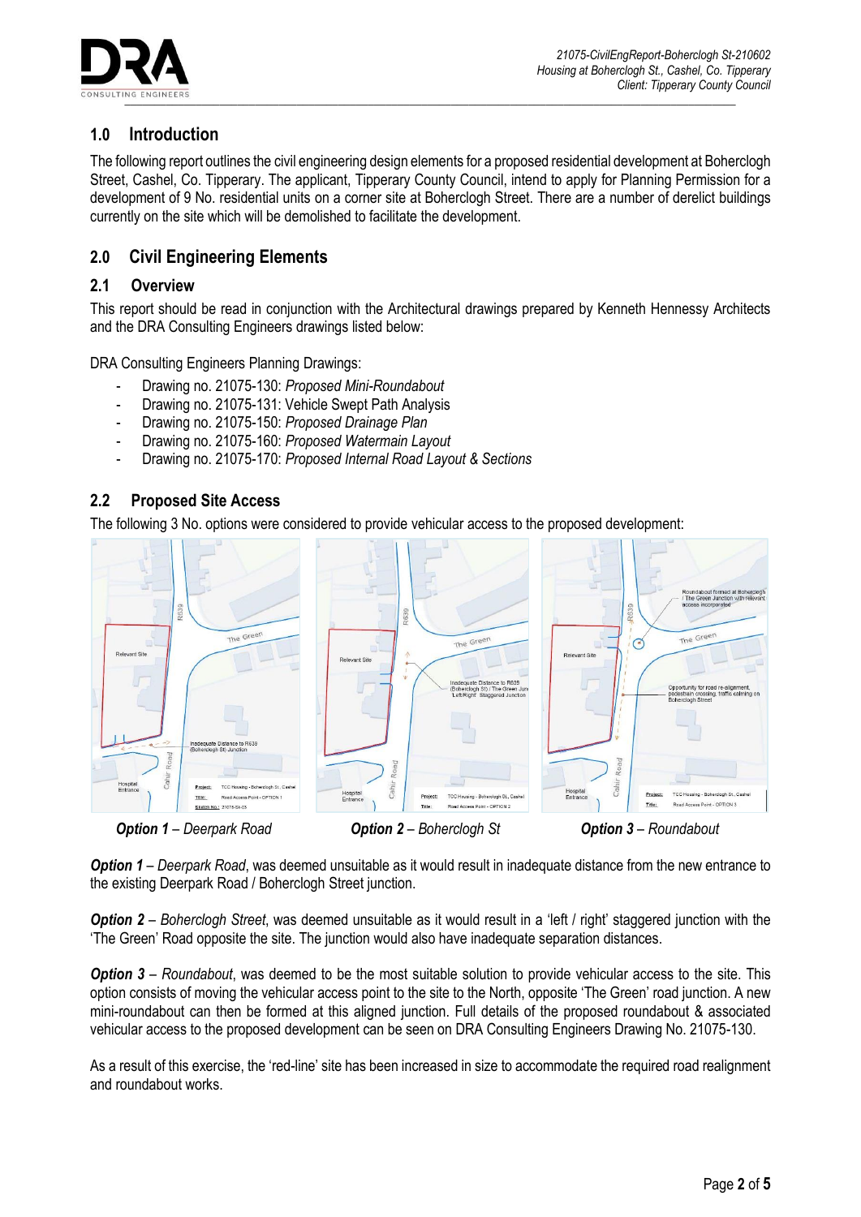## 1.0 Introduction

The following report outlines the civil engineering design elements for a proposed residential development at Boherclogh Street, Cashel, Co. Tipperary. The applicant, Tipperary County Council, intend to apply for Planning Permission for a development of 9 No. residential units on a corner site at Boherclogh Street. There are a number of derelict buildings currently on the site which will be demolished to facilitate the development.

## 2.0 Civil Engineering Elements

### 2.1 Overview

This report should be read in conjunction with the Architectural drawings prepared by Kenneth Hennessy Architects and the DRA Consulting Engineers drawings listed below:

DRA Consulting Engineers Planning Drawings:

- Drawing no. 21075-130: *Proposed Mini-Roundabout*
- Drawing no. 21075-131: Vehicle Swept Path Analysis
- Drawing no. 21075-150: *Proposed Drainage Plan*
- Drawing no. 21075-160: *Proposed Watermain Layout*
- Drawing no. 21075-170: *Proposed Internal Road Layout & Sections*

### 2.2 Proposed Site Access

The following 3 No. options were considered to provide vehicular access to the proposed development:

***Option 1*** *– Deerpark Road* ***Option 2*** *– Boherclogh St* ***Option 3*** *– Roundabout*

***Option 1*** *– Deerpark Road*, was deemed unsuitable as it would result in inadequate distance from the new entrance to the existing Deerpark Road / Boherclogh Street junction.

***Option 2*** *– Boherclogh Street*, was deemed unsuitable as it would result in a 'left / right' staggered junction with the 'The Green' Road opposite the site. The junction would also have inadequate separation distances.

***Option 3*** *– Roundabout*, was deemed to be the most suitable solution to provide vehicular access to the site. This option consists of moving the vehicular access point to the site to the North, opposite 'The Green' road junction. A new mini-roundabout can then be formed at this aligned junction. Full details of the proposed roundabout & associated vehicular access to the proposed development can be seen on DRA Consulting Engineers Drawing No. 21075-130.

As a result of this exercise, the 'red-line' site has been increased in size to accommodate the required road realignment and roundabout works.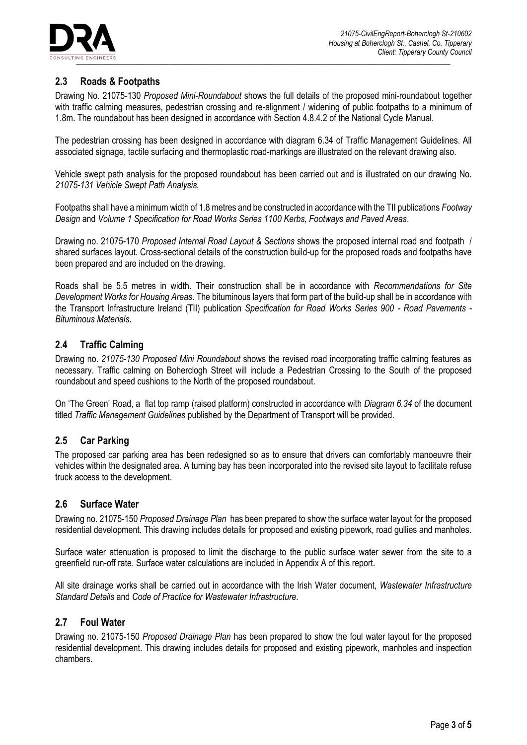## 2.3 Roads & Footpaths

Drawing No. 21075-130 *Proposed Mini-Roundabout* shows the full details of the proposed mini-roundabout together with traffic calming measures, pedestrian crossing and re-alignment / widening of public footpaths to a minimum of 1.8m. The roundabout has been designed in accordance with Section 4.8.4.2 of the National Cycle Manual.

The pedestrian crossing has been designed in accordance with diagram 6.34 of Traffic Management Guidelines. All associated signage, tactile surfacing and thermoplastic road-markings are illustrated on the relevant drawing also.

Vehicle swept path analysis for the proposed roundabout has been carried out and is illustrated on our drawing No. *21075-131 Vehicle Swept Path Analysis.*

Footpaths shall have a minimum width of 1.8 metres and be constructed in accordance with the TII publications *Footway Design* and *Volume 1 Specification for Road Works Series 1100 Kerbs, Footways and Paved Areas*.

Drawing no. 21075-170 *Proposed Internal Road Layout & Sections* shows the proposed internal road and footpath / shared surfaces layout. Cross-sectional details of the construction build-up for the proposed roads and footpaths have been prepared and are included on the drawing.

Roads shall be 5.5 metres in width. Their construction shall be in accordance with *Recommendations for Site Development Works for Housing Areas*. The bituminous layers that form part of the build-up shall be in accordance with the Transport Infrastructure Ireland (TII) publication *Specification for Road Works Series 900 - Road Pavements - Bituminous Materials*.

## 2.4 Traffic Calming

Drawing no. *21075-130 Proposed Mini Roundabout* shows the revised road incorporating traffic calming features as necessary. Traffic calming on Boherclogh Street will include a Pedestrian Crossing to the South of the proposed roundabout and speed cushions to the North of the proposed roundabout.

On 'The Green' Road, a flat top ramp (raised platform) constructed in accordance with *Diagram 6.34* of the document titled *Traffic Management Guidelines* published by the Department of Transport will be provided.

## 2.5 Car Parking

The proposed car parking area has been redesigned so as to ensure that drivers can comfortably manoeuvre their vehicles within the designated area. A turning bay has been incorporated into the revised site layout to facilitate refuse truck access to the development.

## 2.6 Surface Water

Drawing no. 21075-150 *Proposed Drainage Plan* has been prepared to show the surface water layout for the proposed residential development. This drawing includes details for proposed and existing pipework, road gullies and manholes.

Surface water attenuation is proposed to limit the discharge to the public surface water sewer from the site to a greenfield run-off rate. Surface water calculations are included in Appendix A of this report.

All site drainage works shall be carried out in accordance with the Irish Water document, *Wastewater Infrastructure Standard Details* and *Code of Practice for Wastewater Infrastructure.*

## 2.7 Foul Water

Drawing no. 21075-150 *Proposed Drainage Plan* has been prepared to show the foul water layout for the proposed residential development. This drawing includes details for proposed and existing pipework, manholes and inspection chambers.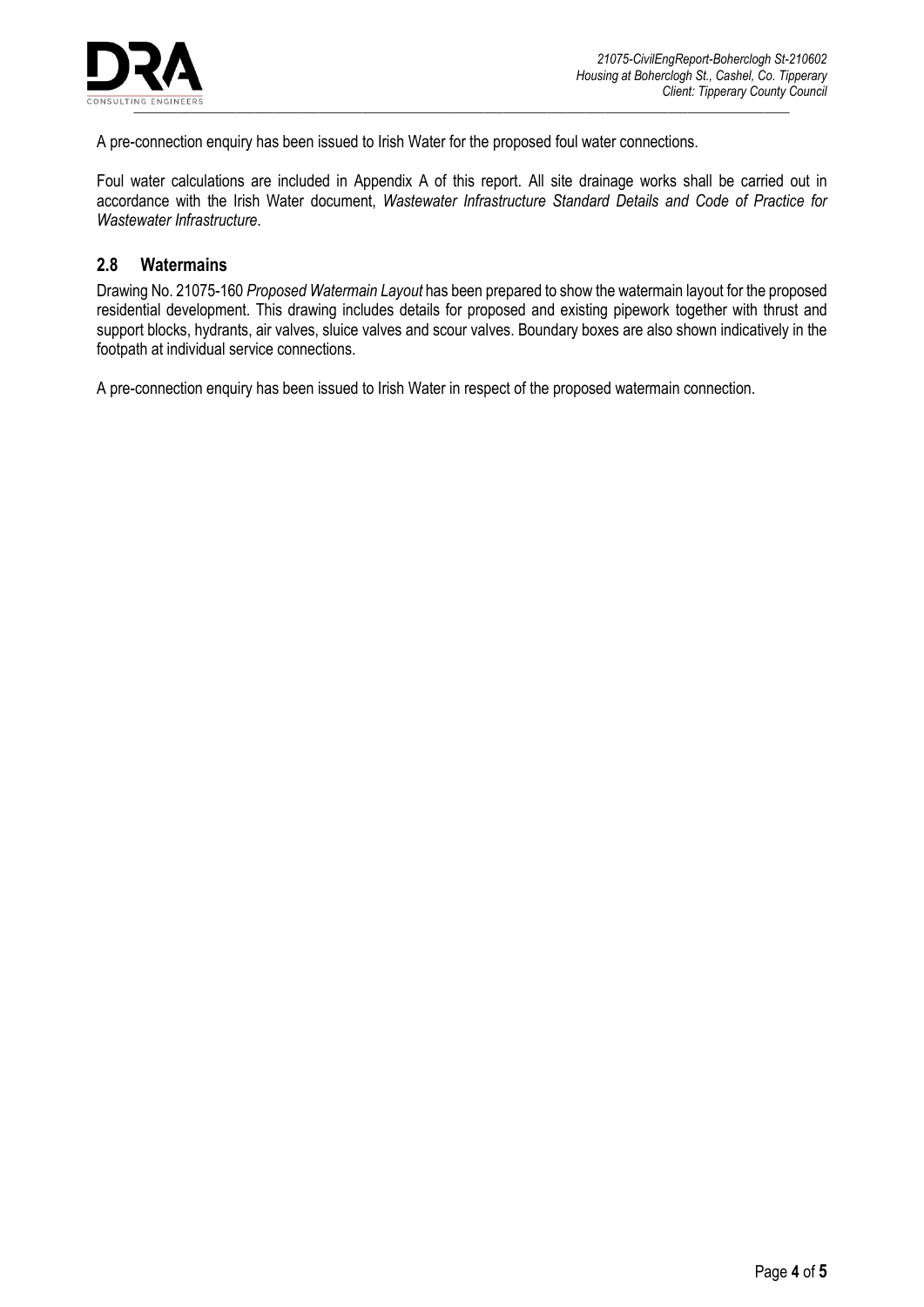A pre-connection enquiry has been issued to Irish Water for the proposed foul water connections.

Foul water calculations are included in Appendix A of this report. All site drainage works shall be carried out in accordance with the Irish Water document, *Wastewater Infrastructure Standard Details and Code of Practice for Wastewater Infrastructure*.

## 2.8 Watermains

Drawing No. 21075-160 *Proposed Watermain Layout* has been prepared to show the watermain layout for the proposed residential development. This drawing includes details for proposed and existing pipework together with thrust and support blocks, hydrants, air valves, sluice valves and scour valves. Boundary boxes are also shown indicatively in the footpath at individual service connections.

A pre-connection enquiry has been issued to Irish Water in respect of the proposed watermain connection.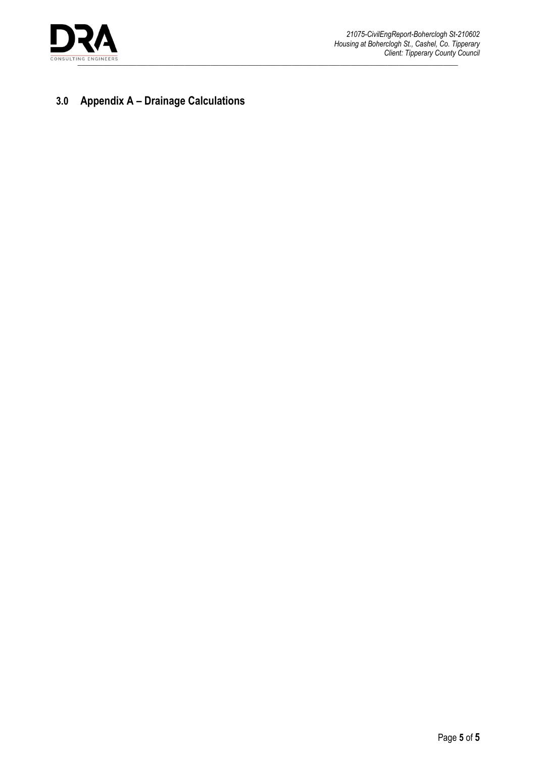## 3.0 Appendix A – Drainage Calculations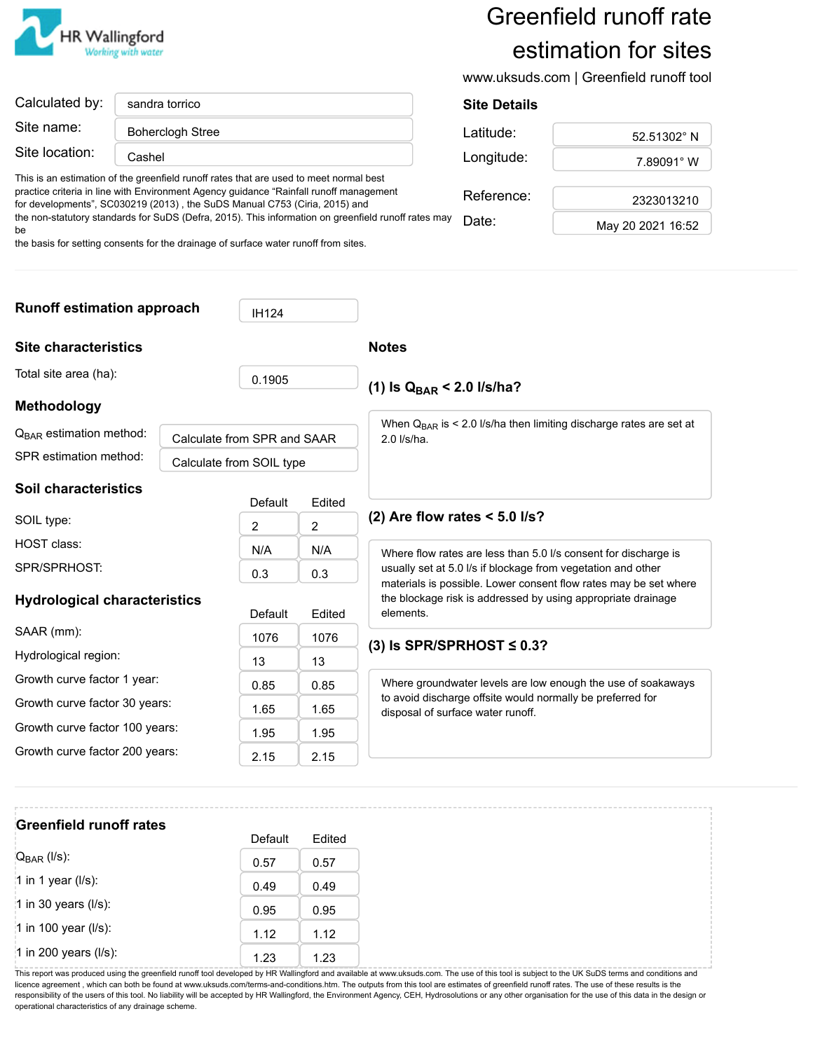HR Wallingford
*Working with water*

# Greenfield runoff rate estimation for sites

www.uksuds.com | Greenfield runoff tool

| | |
|---|---|
| Calculated by: | sandra torrico |
| Site name: | Boherclogh Stree |
| Site location: | Cashel |

This is an estimation of the greenfield runoff rates that are used to meet normal best practice criteria in line with Environment Agency guidance "Rainfall runoff management for developments", SC030219 (2013) , the SuDS Manual C753 (Ciria, 2015) and the non-statutory standards for SuDS (Defra, 2015). This information on greenfield runoff rates may be the basis for setting consents for the drainage of surface water runoff from sites.

## Site Details

| | |
|---|---|
| Latitude: | 52.51302° N |
| Longitude: | 7.89091° W |
| Reference: | 2323013210 |
| Date: | May 20 2021 16:52 |

## Runoff estimation approach

IH124

## Site characteristics

Total site area (ha): 0.1905

## Methodology

| | |
|---|---|
| $Q_{BAR}$ estimation method: | Calculate from SPR and SAAR |
| SPR estimation method: | Calculate from SOIL type |

## Soil characteristics

| | Default | Edited |
|---|---|---|
| SOIL type: | 2 | 2 |
| HOST class: | N/A | N/A |
| SPR/SPRHOST: | 0.3 | 0.3 |

## Hydrological characteristics

| | Default | Edited |
|---|---|---|
| SAAR (mm): | 1076 | 1076 |
| Hydrological region: | 13 | 13 |
| Growth curve factor 1 year: | 0.85 | 0.85 |
| Growth curve factor 30 years: | 1.65 | 1.65 |
| Growth curve factor 100 years: | 1.95 | 1.95 |
| Growth curve factor 200 years: | 2.15 | 2.15 |

## Notes

### (1) Is $Q_{BAR}$ < 2.0 l/s/ha?

When $Q_{BAR}$ is < 2.0 l/s/ha then limiting discharge rates are set at 2.0 l/s/ha.

### (2) Are flow rates < 5.0 l/s?

Where flow rates are less than 5.0 l/s consent for discharge is usually set at 5.0 l/s if blockage from vegetation and other materials is possible. Lower consent flow rates may be set where the blockage risk is addressed by using appropriate drainage elements.

### (3) Is SPR/SPRHOST ≤ 0.3?

Where groundwater levels are low enough the use of soakaways to avoid discharge offsite would normally be preferred for disposal of surface water runoff.

## Greenfield runoff rates

| | Default | Edited |
|---|---|---|
| $Q_{BAR}$ (l/s): | 0.57 | 0.57 |
| 1 in 1 year (l/s): | 0.49 | 0.49 |
| 1 in 30 years (l/s): | 0.95 | 0.95 |
| 1 in 100 year (l/s): | 1.12 | 1.12 |
| 1 in 200 years (l/s): | 1.23 | 1.23 |

This report was produced using the greenfield runoff tool developed by HR Wallingford and available at www.uksuds.com. The use of this tool is subject to the UK SuDS terms and conditions and licence agreement , which can both be found at www.uksuds.com/terms-and-conditions.htm. The outputs from this tool are estimates of greenfield runoff rates. The use of these results is the responsibility of the users of this tool. No liability will be accepted by HR Wallingford, the Environment Agency, CEH, Hydrosolutions or any other organisation for the use of this data in the design or operational characteristics of any drainage scheme.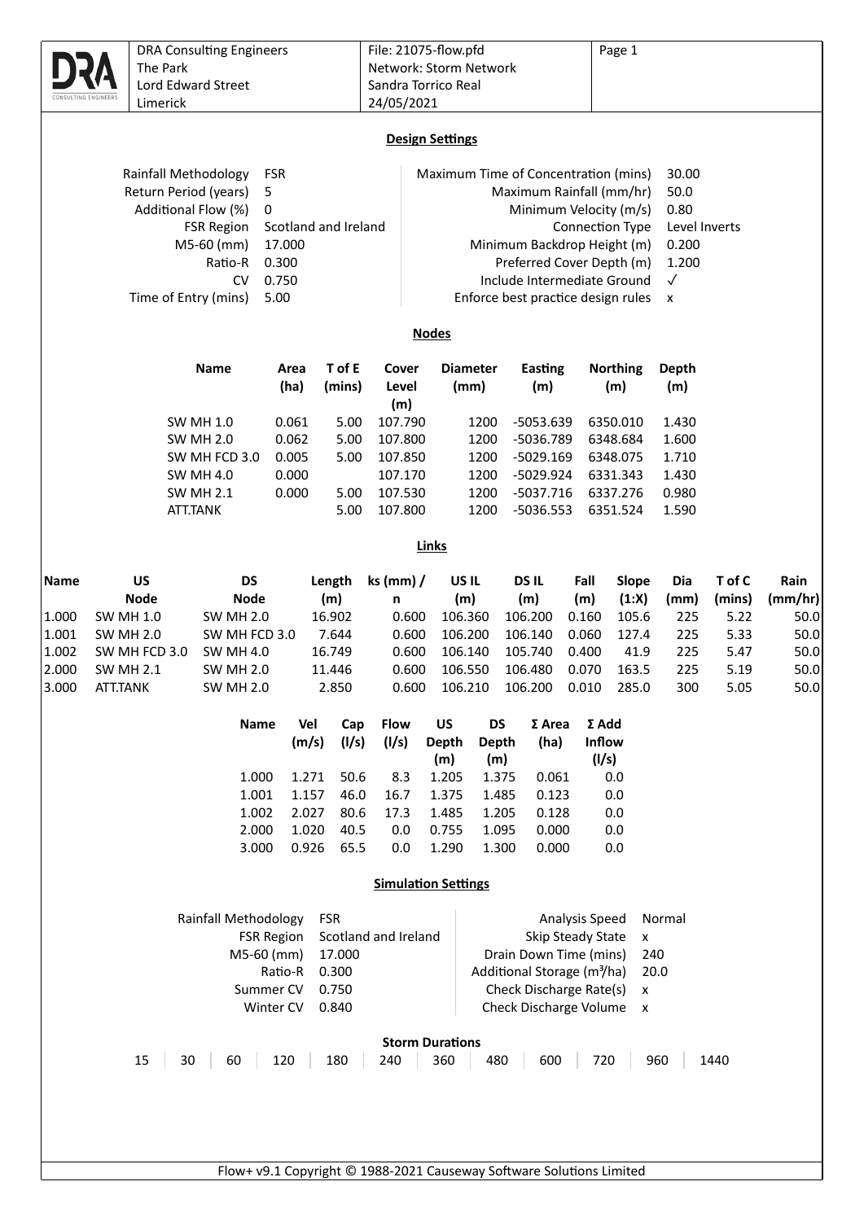| DRA Consulting Engineers | File: 21075-flow.pfd | Page 1 |
|---|---|---|
| The Park | Network: Storm Network | |
| Lord Edward Street | Sandra Torrico Real | |
| Limerick | 24/05/2021 | |

## Design Settings

| | | | |
|---|---|---|---|
| Rainfall Methodology | FSR | Maximum Time of Concentration (mins) | 30.00 |
| Return Period (years) | 5 | Maximum Rainfall (mm/hr) | 50.0 |
| Additional Flow (%) | 0 | Minimum Velocity (m/s) | 0.80 |
| FSR Region | Scotland and Ireland | Connection Type | Level Inverts |
| M5-60 (mm) | 17.000 | Minimum Backdrop Height (m) | 0.200 |
| Ratio-R | 0.300 | Preferred Cover Depth (m) | 1.200 |
| CV | 0.750 | Include Intermediate Ground | ✓ |
| Time of Entry (mins) | 5.00 | Enforce best practice design rules | x |

## Nodes

| Name | Area (ha) | T of E (mins) | Cover Level (m) | Diameter (mm) | Easting (m) | Northing (m) | Depth (m) |
|---|---|---|---|---|---|---|---|
| SW MH 1.0 | 0.061 | 5.00 | 107.790 | 1200 | -5053.639 | 6350.010 | 1.430 |
| SW MH 2.0 | 0.062 | 5.00 | 107.800 | 1200 | -5036.789 | 6348.684 | 1.600 |
| SW MH FCD 3.0 | 0.005 | 5.00 | 107.850 | 1200 | -5029.169 | 6348.075 | 1.710 |
| SW MH 4.0 | 0.000 | | 107.170 | 1200 | -5029.924 | 6331.343 | 1.430 |
| SW MH 2.1 | 0.000 | 5.00 | 107.530 | 1200 | -5037.716 | 6337.276 | 0.980 |
| ATT.TANK | | 5.00 | 107.800 | 1200 | -5036.553 | 6351.524 | 1.590 |

## Links

| Name | US Node | DS Node | Length (m) | ks (mm) / n | US IL (m) | DS IL (m) | Fall (m) | Slope (1:X) | Dia (mm) | T of C (mins) | Rain (mm/hr) |
|---|---|---|---|---|---|---|---|---|---|---|---|
| 1.000 | SW MH 1.0 | SW MH 2.0 | 16.902 | 0.600 | 106.360 | 106.200 | 0.160 | 105.6 | 225 | 5.22 | 50.0 |
| 1.001 | SW MH 2.0 | SW MH FCD 3.0 | 7.644 | 0.600 | 106.200 | 106.140 | 0.060 | 127.4 | 225 | 5.33 | 50.0 |
| 1.002 | SW MH FCD 3.0 | SW MH 4.0 | 16.749 | 0.600 | 106.140 | 105.740 | 0.400 | 41.9 | 225 | 5.47 | 50.0 |
| 2.000 | SW MH 2.1 | SW MH 2.0 | 11.446 | 0.600 | 106.550 | 106.480 | 0.070 | 163.5 | 225 | 5.19 | 50.0 |
| 3.000 | ATT.TANK | SW MH 2.0 | 2.850 | 0.600 | 106.210 | 106.200 | 0.010 | 285.0 | 300 | 5.05 | 50.0 |

| Name | Vel (m/s) | Cap (l/s) | Flow (l/s) | US Depth (m) | DS Depth (m) | Σ Area (ha) | Σ Add Inflow (l/s) |
|---|---|---|---|---|---|---|---|
| 1.000 | 1.271 | 50.6 | 8.3 | 1.205 | 1.375 | 0.061 | 0.0 |
| 1.001 | 1.157 | 46.0 | 16.7 | 1.375 | 1.485 | 0.123 | 0.0 |
| 1.002 | 2.027 | 80.6 | 17.3 | 1.485 | 1.205 | 0.128 | 0.0 |
| 2.000 | 1.020 | 40.5 | 0.0 | 0.755 | 1.095 | 0.000 | 0.0 |
| 3.000 | 0.926 | 65.5 | 0.0 | 1.290 | 1.300 | 0.000 | 0.0 |

## Simulation Settings

| | | | |
|---|---|---|---|
| Rainfall Methodology | FSR | Analysis Speed | Normal |
| FSR Region | Scotland and Ireland | Skip Steady State | x |
| M5-60 (mm) | 17.000 | Drain Down Time (mins) | 240 |
| Ratio-R | 0.300 | Additional Storage ($m^3$/ha) | 20.0 |
| Summer CV | 0.750 | Check Discharge Rate(s) | x |
| Winter CV | 0.840 | Check Discharge Volume | x |

## Storm Durations

| 15 | 30 | 60 | 120 | 180 | 240 | 360 | 480 | 600 | 720 | 960 | 1440 |
|---|---|---|---|---|---|---|---|---|---|---|---|

Flow+ v9.1 Copyright © 1988-2021 Causeway Software Solutions Limited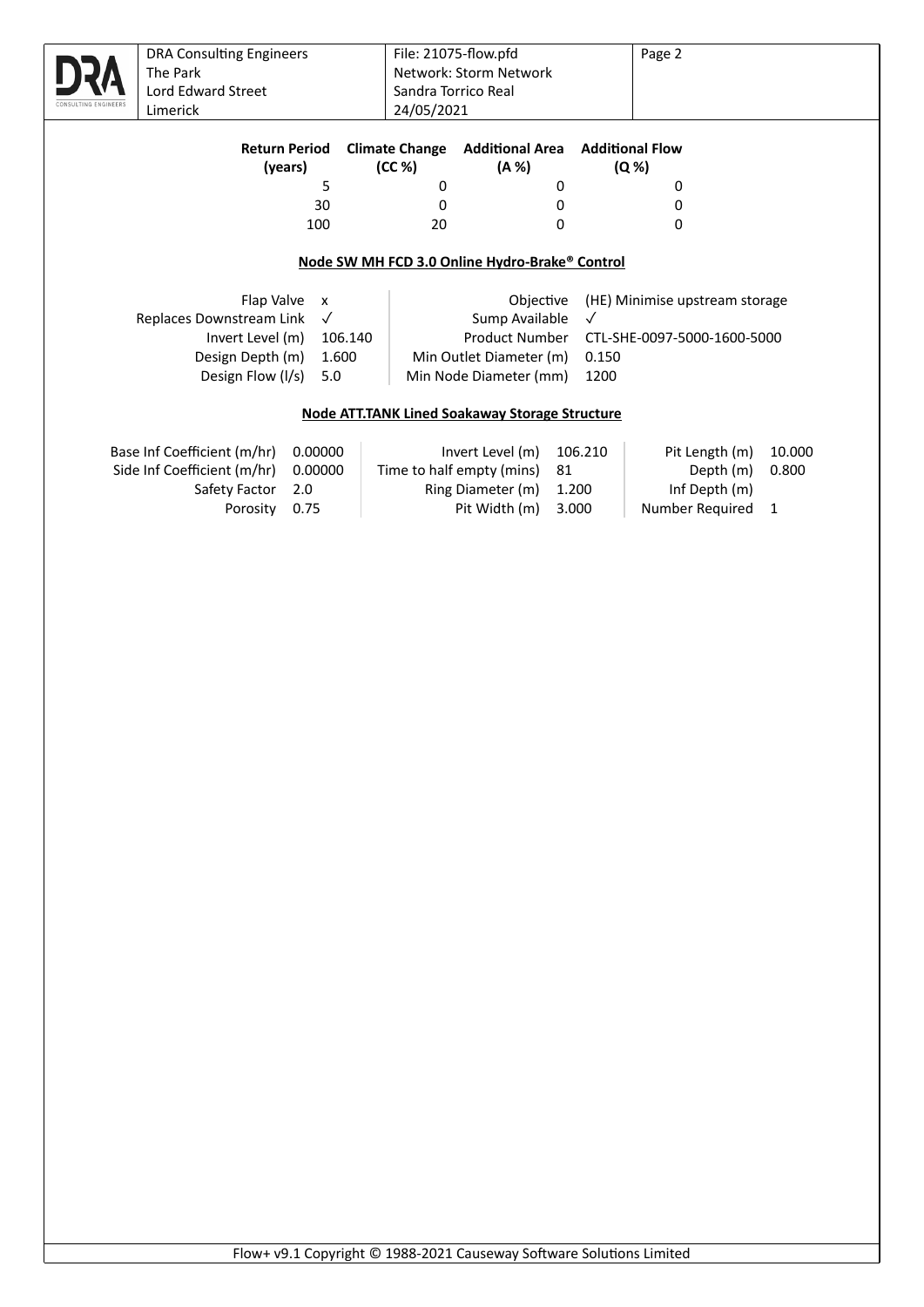| Return Period (years) | Climate Change (CC %) | Additional Area (A %) | Additional Flow (Q %) |
|---|---|---|---|
| 5 | 0 | 0 | 0 |
| 30 | 0 | 0 | 0 |
| 100 | 20 | 0 | 0 |

**Node SW MH FCD 3.0 Online Hydro-Brake® Control**

| | | | |
|---|---|---|---|
| Flap Valve | x | Objective | (HE) Minimise upstream storage |
| Replaces Downstream Link | ✓ | Sump Available | ✓ |
| Invert Level (m) | 106.140 | Product Number | CTL-SHE-0097-5000-1600-5000 |
| Design Depth (m) | 1.600 | Min Outlet Diameter (m) | 0.150 |
| Design Flow (l/s) | 5.0 | Min Node Diameter (mm) | 1200 |

**Node ATT.TANK Lined Soakaway Storage Structure**

| | | | | | |
|---|---|---|---|---|---|
| Base Inf Coefficient (m/hr) | 0.00000 | Invert Level (m) | 106.210 | Pit Length (m) | 10.000 |
| Side Inf Coefficient (m/hr) | 0.00000 | Time to half empty (mins) | 81 | Depth (m) | 0.800 |
| Safety Factor | 2.0 | Ring Diameter (m) | 1.200 | Inf Depth (m) | |
| Porosity | 0.75 | Pit Width (m) | 3.000 | Number Required | 1 |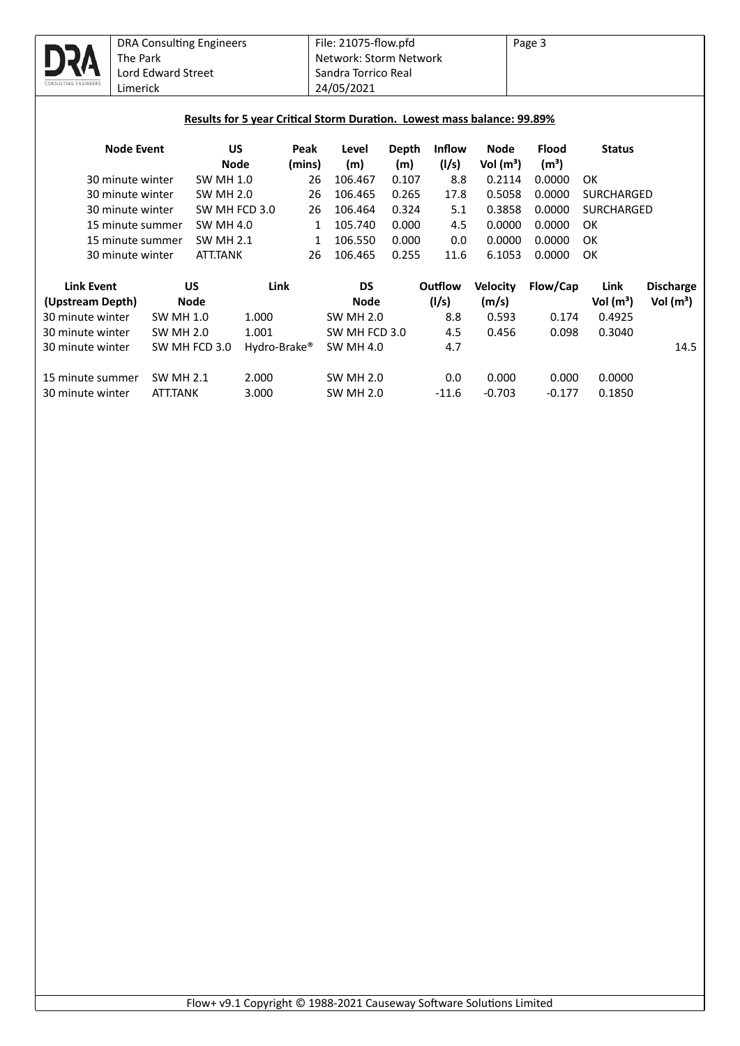## Results for 5 year Critical Storm Duration. Lowest mass balance: 99.89%

| Node Event | US Node | Peak (mins) | Level (m) | Depth (m) | Inflow (l/s) | Node Vol (m³) | Flood (m³) | Status |
|---|---|---|---|---|---|---|---|---|
| 30 minute winter | SW MH 1.0 | 26 | 106.467 | 0.107 | 8.8 | 0.2114 | 0.0000 | OK |
| 30 minute winter | SW MH 2.0 | 26 | 106.465 | 0.265 | 17.8 | 0.5058 | 0.0000 | SURCHARGED |
| 30 minute winter | SW MH FCD 3.0 | 26 | 106.464 | 0.324 | 5.1 | 0.3858 | 0.0000 | SURCHARGED |
| 15 minute summer | SW MH 4.0 | 1 | 105.740 | 0.000 | 4.5 | 0.0000 | 0.0000 | OK |
| 15 minute summer | SW MH 2.1 | 1 | 106.550 | 0.000 | 0.0 | 0.0000 | 0.0000 | OK |
| 30 minute winter | ATT.TANK | 26 | 106.465 | 0.255 | 11.6 | 6.1053 | 0.0000 | OK |

| Link Event (Upstream Depth) | US Node | Link | DS Node | Outflow (l/s) | Velocity (m/s) | Flow/Cap | Link Vol (m³) | Discharge Vol (m³) |
|---|---|---|---|---|---|---|---|---|
| 30 minute winter | SW MH 1.0 | 1.000 | SW MH 2.0 | 8.8 | 0.593 | 0.174 | 0.4925 | |
| 30 minute winter | SW MH 2.0 | 1.001 | SW MH FCD 3.0 | 4.5 | 0.456 | 0.098 | 0.3040 | |
| 30 minute winter | SW MH FCD 3.0 | Hydro-Brake® | SW MH 4.0 | 4.7 | | | | 14.5 |
| 15 minute summer | SW MH 2.1 | 2.000 | SW MH 2.0 | 0.0 | 0.000 | 0.000 | 0.0000 | |
| 30 minute winter | ATT.TANK | 3.000 | SW MH 2.0 | -11.6 | -0.703 | -0.177 | 0.1850 | |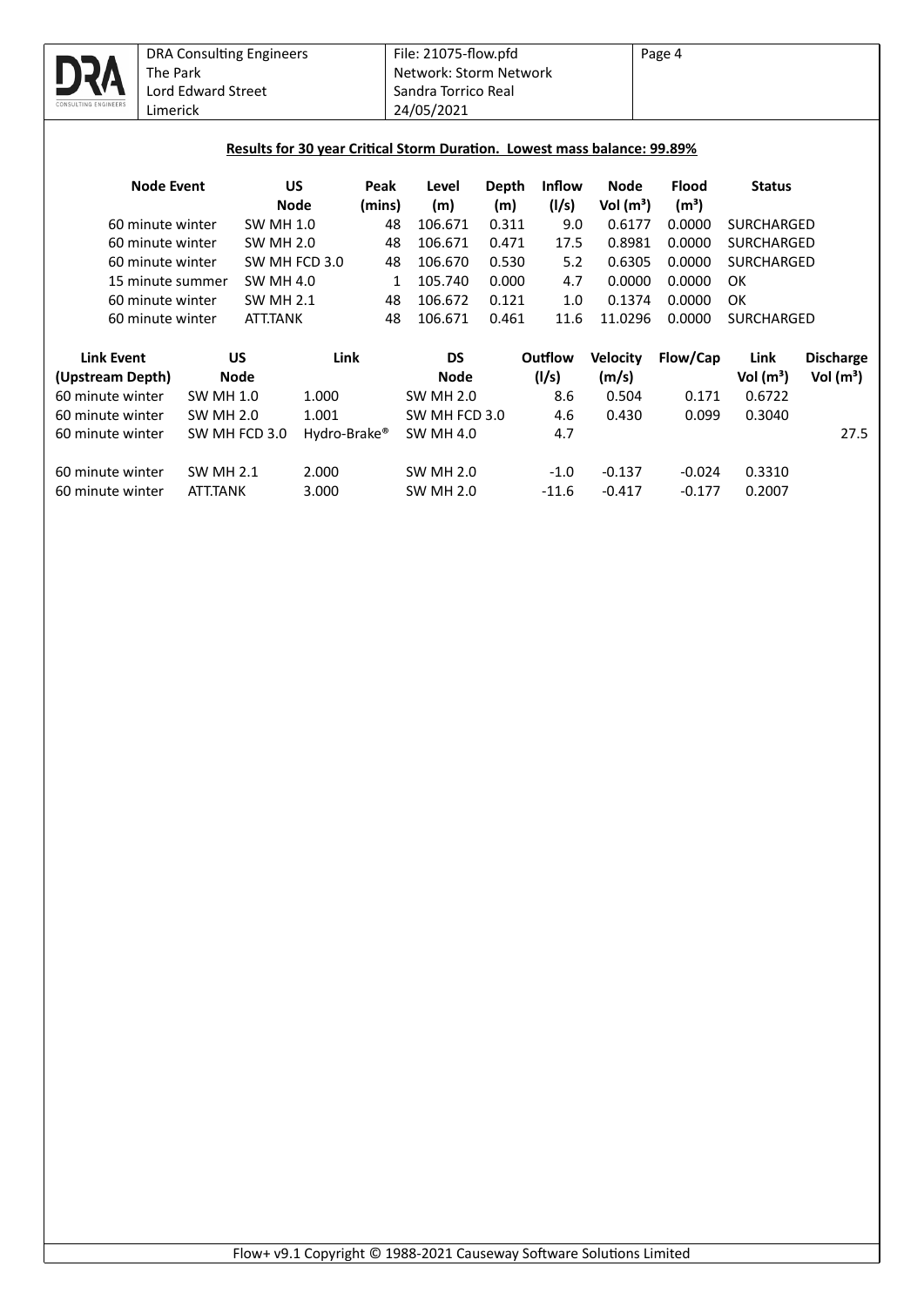**Results for 30 year Critical Storm Duration. Lowest mass balance: 99.89%**

| Node Event | US Node | Peak (mins) | Level (m) | Depth (m) | Inflow (l/s) | Node Vol (m³) | Flood (m³) | Status |
|---|---|---|---|---|---|---|---|---|
| 60 minute winter | SW MH 1.0 | 48 | 106.671 | 0.311 | 9.0 | 0.6177 | 0.0000 | SURCHARGED |
| 60 minute winter | SW MH 2.0 | 48 | 106.671 | 0.471 | 17.5 | 0.8981 | 0.0000 | SURCHARGED |
| 60 minute winter | SW MH FCD 3.0 | 48 | 106.670 | 0.530 | 5.2 | 0.6305 | 0.0000 | SURCHARGED |
| 15 minute summer | SW MH 4.0 | 1 | 105.740 | 0.000 | 4.7 | 0.0000 | 0.0000 | OK |
| 60 minute winter | SW MH 2.1 | 48 | 106.672 | 0.121 | 1.0 | 0.1374 | 0.0000 | OK |
| 60 minute winter | ATT.TANK | 48 | 106.671 | 0.461 | 11.6 | 11.0296 | 0.0000 | SURCHARGED |

| Link Event (Upstream Depth) | US Node | Link | DS Node | Outflow (l/s) | Velocity (m/s) | Flow/Cap | Link Vol (m³) | Discharge Vol (m³) |
|---|---|---|---|---|---|---|---|---|
| 60 minute winter | SW MH 1.0 | 1.000 | SW MH 2.0 | 8.6 | 0.504 | 0.171 | 0.6722 | |
| 60 minute winter | SW MH 2.0 | 1.001 | SW MH FCD 3.0 | 4.6 | 0.430 | 0.099 | 0.3040 | |
| 60 minute winter | SW MH FCD 3.0 | Hydro-Brake® | SW MH 4.0 | 4.7 | | | | 27.5 |
| 60 minute winter | SW MH 2.1 | 2.000 | SW MH 2.0 | -1.0 | -0.137 | -0.024 | 0.3310 | |
| 60 minute winter | ATT.TANK | 3.000 | SW MH 2.0 | -11.6 | -0.417 | -0.177 | 0.2007 | |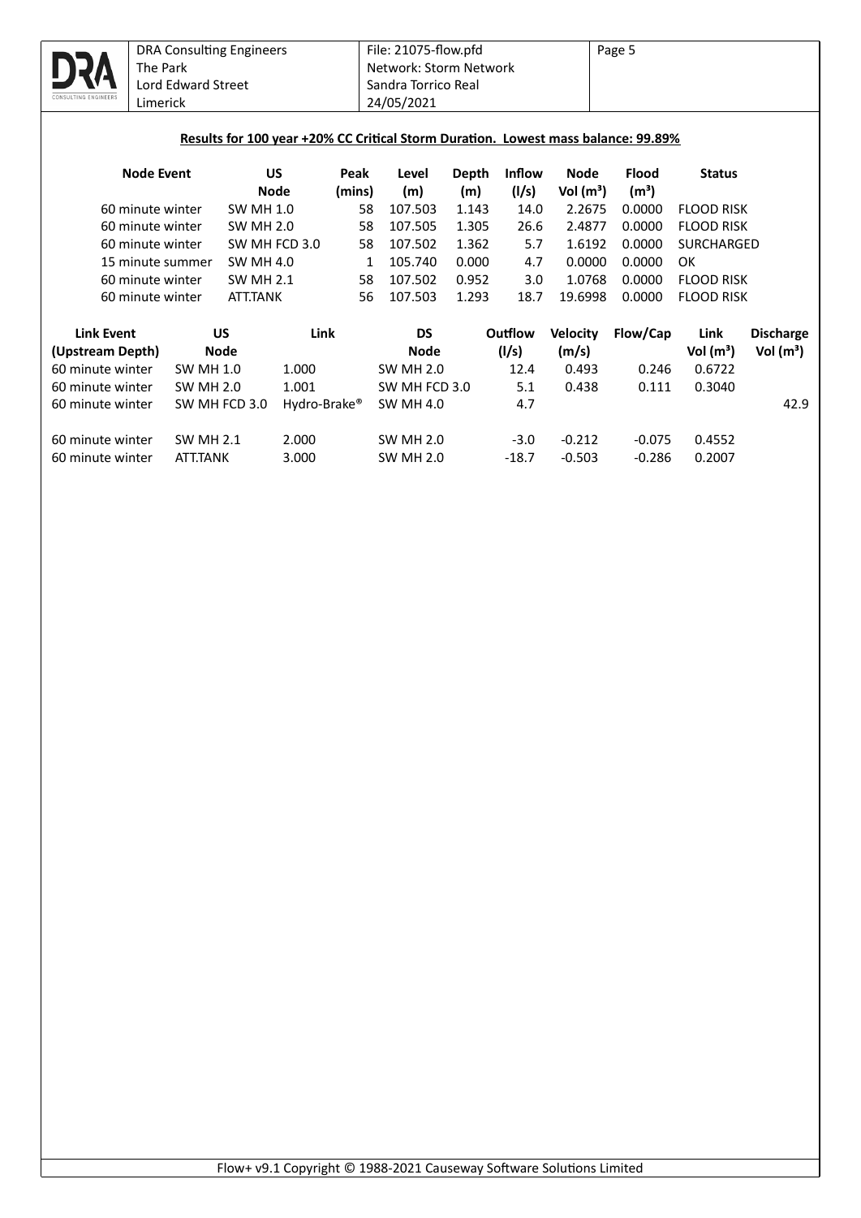**Results for 100 year +20% CC Critical Storm Duration. Lowest mass balance: 99.89%**

| Node Event | US Node | Peak (mins) | Level (m) | Depth (m) | Inflow (l/s) | Node Vol (m³) | Flood (m³) | Status |
|---|---|---|---|---|---|---|---|---|
| 60 minute winter | SW MH 1.0 | 58 | 107.503 | 1.143 | 14.0 | 2.2675 | 0.0000 | FLOOD RISK |
| 60 minute winter | SW MH 2.0 | 58 | 107.505 | 1.305 | 26.6 | 2.4877 | 0.0000 | FLOOD RISK |
| 60 minute winter | SW MH FCD 3.0 | 58 | 107.502 | 1.362 | 5.7 | 1.6192 | 0.0000 | SURCHARGED |
| 15 minute summer | SW MH 4.0 | 1 | 105.740 | 0.000 | 4.7 | 0.0000 | 0.0000 | OK |
| 60 minute winter | SW MH 2.1 | 58 | 107.502 | 0.952 | 3.0 | 1.0768 | 0.0000 | FLOOD RISK |
| 60 minute winter | ATT.TANK | 56 | 107.503 | 1.293 | 18.7 | 19.6998 | 0.0000 | FLOOD RISK |

| Link Event (Upstream Depth) | US Node | Link | DS Node | Outflow (l/s) | Velocity (m/s) | Flow/Cap | Link Vol (m³) | Discharge Vol (m³) |
|---|---|---|---|---|---|---|---|---|
| 60 minute winter | SW MH 1.0 | 1.000 | SW MH 2.0 | 12.4 | 0.493 | 0.246 | 0.6722 | |
| 60 minute winter | SW MH 2.0 | 1.001 | SW MH FCD 3.0 | 5.1 | 0.438 | 0.111 | 0.3040 | |
| 60 minute winter | SW MH FCD 3.0 | Hydro-Brake® | SW MH 4.0 | 4.7 | | | | 42.9 |
| 60 minute winter | SW MH 2.1 | 2.000 | SW MH 2.0 | -3.0 | -0.212 | -0.075 | 0.4552 | |
| 60 minute winter | ATT.TANK | 3.000 | SW MH 2.0 | -18.7 | -0.503 | -0.286 | 0.2007 | |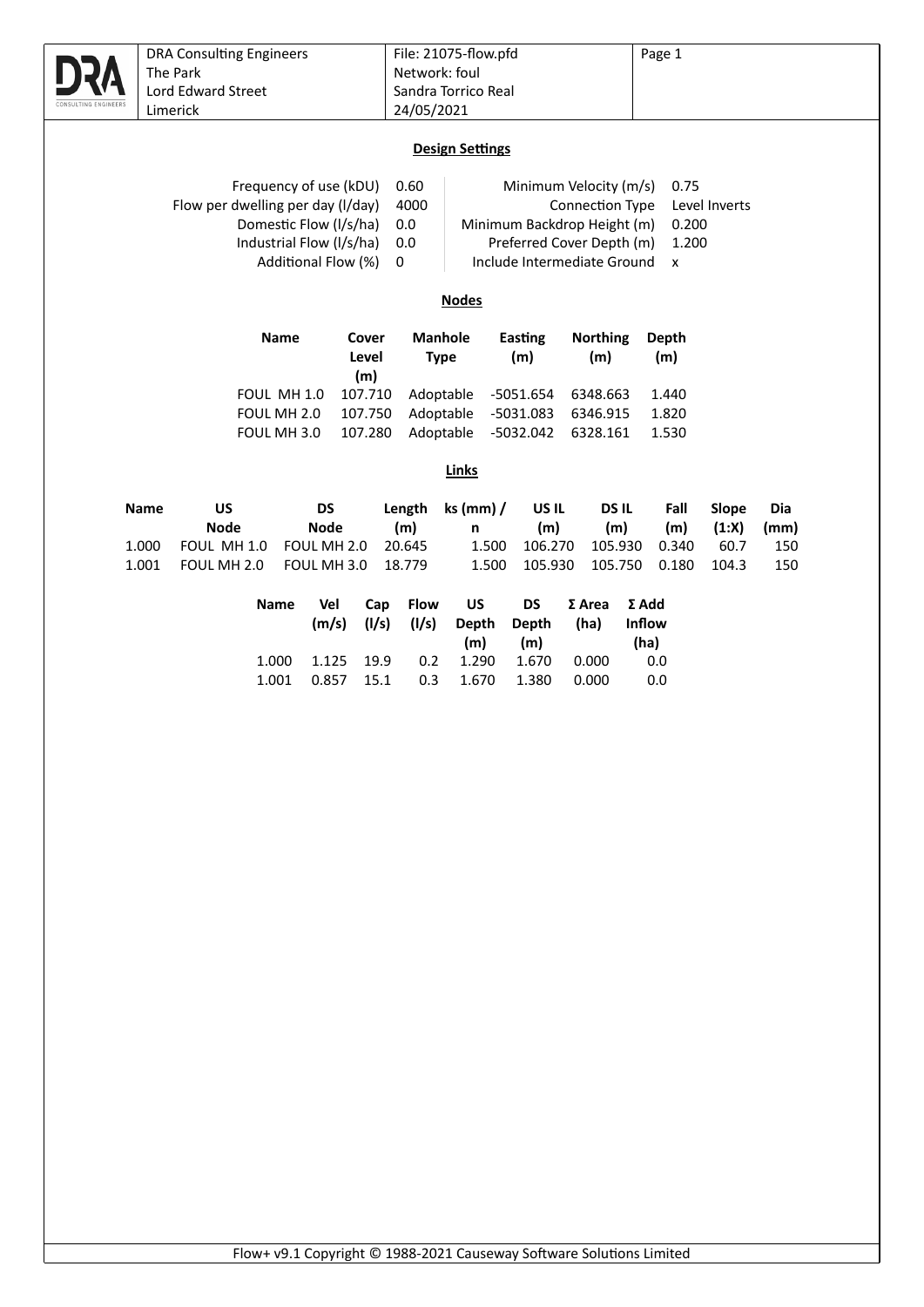| | | | |
|---|---|---|---|
| DRA Consulting Engineers<br>The Park<br>Lord Edward Street<br>Limerick | File: 21075-flow.pfd<br>Network: foul<br>Sandra Torrico Real<br>24/05/2021 | Page 1 |

## Design Settings

| | | | |
|---|---|---|---|
| Frequency of use (kDU) | 0.60 | Minimum Velocity (m/s) | 0.75 |
| Flow per dwelling per day (l/day) | 4000 | Connection Type | Level Inverts |
| Domestic Flow (l/s/ha) | 0.0 | Minimum Backdrop Height (m) | 0.200 |
| Industrial Flow (l/s/ha) | 0.0 | Preferred Cover Depth (m) | 1.200 |
| Additional Flow (%) | 0 | Include Intermediate Ground | x |

## Nodes

| Name | Cover Level (m) | Manhole Type | Easting (m) | Northing (m) | Depth (m) |
|---|---|---|---|---|---|
| FOUL MH 1.0 | 107.710 | Adoptable | -5051.654 | 6348.663 | 1.440 |
| FOUL MH 2.0 | 107.750 | Adoptable | -5031.083 | 6346.915 | 1.820 |
| FOUL MH 3.0 | 107.280 | Adoptable | -5032.042 | 6328.161 | 1.530 |

## Links

| Name | US Node | DS Node | Length (m) | ks (mm) / n | US IL (m) | DS IL (m) | Fall (m) | Slope (1:X) | Dia (mm) |
|---|---|---|---|---|---|---|---|---|---|
| 1.000 | FOUL MH 1.0 | FOUL MH 2.0 | 20.645 | 1.500 | 106.270 | 105.930 | 0.340 | 60.7 | 150 |
| 1.001 | FOUL MH 2.0 | FOUL MH 3.0 | 18.779 | 1.500 | 105.930 | 105.750 | 0.180 | 104.3 | 150 |

| Name | Vel (m/s) | Cap (l/s) | Flow (l/s) | US Depth (m) | DS Depth (m) | Σ Area (ha) | Σ Add Inflow (ha) |
|---|---|---|---|---|---|---|---|
| 1.000 | 1.125 | 19.9 | 0.2 | 1.290 | 1.670 | 0.000 | 0.0 |
| 1.001 | 0.857 | 15.1 | 0.3 | 1.670 | 1.380 | 0.000 | 0.0 |